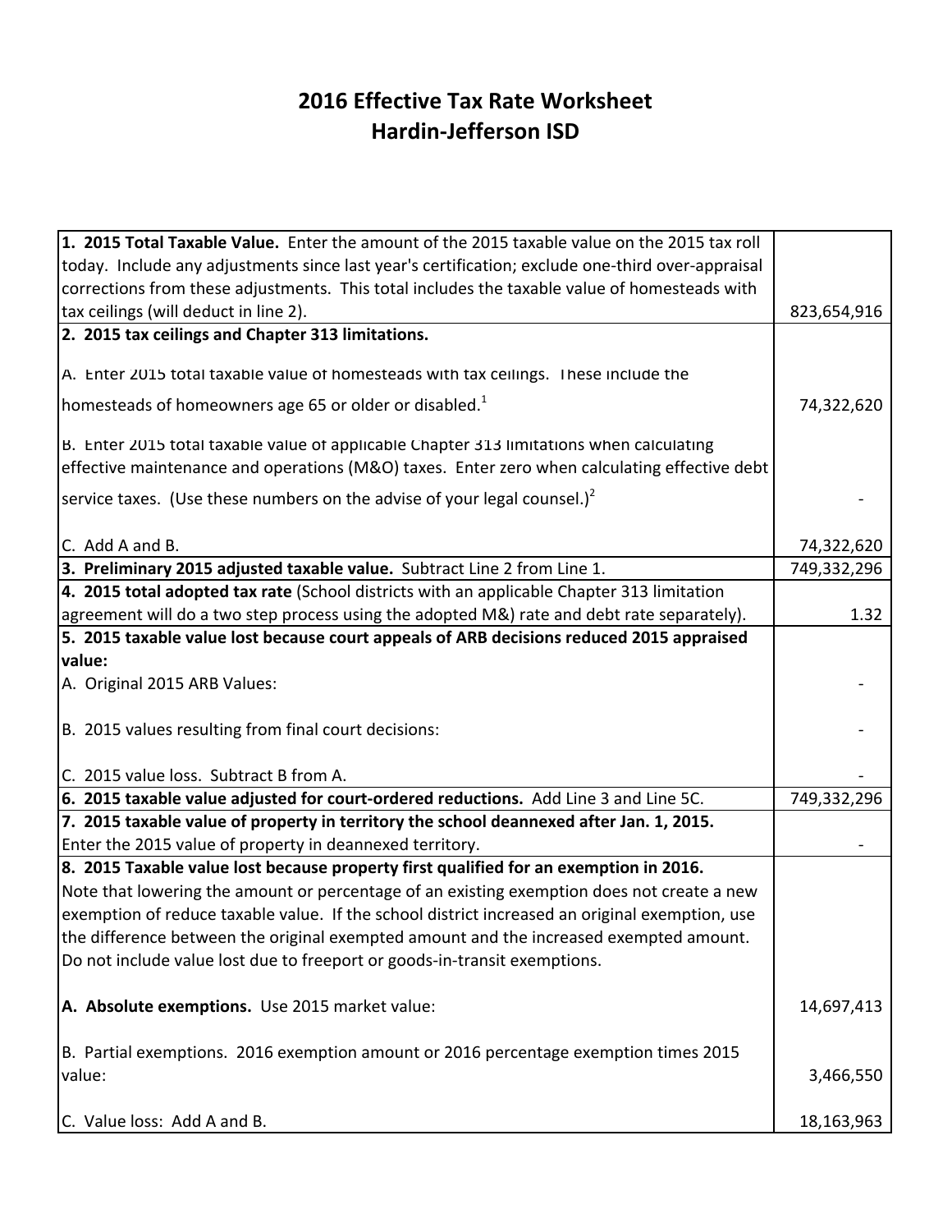# 2016 Effective Tax Rate Worksheet
# Hardin-Jefferson ISD

| | |
|---|---|
| **1. 2015 Total Taxable Value.** Enter the amount of the 2015 taxable value on the 2015 tax roll today. Include any adjustments since last year's certification; exclude one-third over-appraisal corrections from these adjustments. This total includes the taxable value of homesteads with tax ceilings (will deduct in line 2). | 823,654,916 |
| **2. 2015 tax ceilings and Chapter 313 limitations.** | |
| A. Enter 2015 total taxable value of homesteads with tax ceilings. These include the homesteads of homeowners age 65 or older or disabled.[1] | 74,322,620 |
| B. Enter 2015 total taxable value of applicable Chapter 313 limitations when calculating effective maintenance and operations (M&O) taxes. Enter zero when calculating effective debt service taxes. (Use these numbers on the advise of your legal counsel.)[2] | - |
| C. Add A and B. | 74,322,620 |
| **3. Preliminary 2015 adjusted taxable value.** Subtract Line 2 from Line 1. | 749,332,296 |
| **4. 2015 total adopted tax rate** (School districts with an applicable Chapter 313 limitation agreement will do a two step process using the adopted M&) rate and debt rate separately). | 1.32 |
| **5. 2015 taxable value lost because court appeals of ARB decisions reduced 2015 appraised value:** | |
| A. Original 2015 ARB Values: | - |
| B. 2015 values resulting from final court decisions: | - |
| C. 2015 value loss. Subtract B from A. | - |
| **6. 2015 taxable value adjusted for court-ordered reductions.** Add Line 3 and Line 5C. | 749,332,296 |
| **7. 2015 taxable value of property in territory the school deannexed after Jan. 1, 2015.** Enter the 2015 value of property in deannexed territory. | - |
| **8. 2015 Taxable value lost because property first qualified for an exemption in 2016.** Note that lowering the amount or percentage of an existing exemption does not create a new exemption of reduce taxable value. If the school district increased an original exemption, use the difference between the original exempted amount and the increased exempted amount. Do not include value lost due to freeport or goods-in-transit exemptions. | |
| **A. Absolute exemptions.** Use 2015 market value: | 14,697,413 |
| B. Partial exemptions. 2016 exemption amount or 2016 percentage exemption times 2015 value: | 3,466,550 |
| C. Value loss: Add A and B. | 18,163,963 |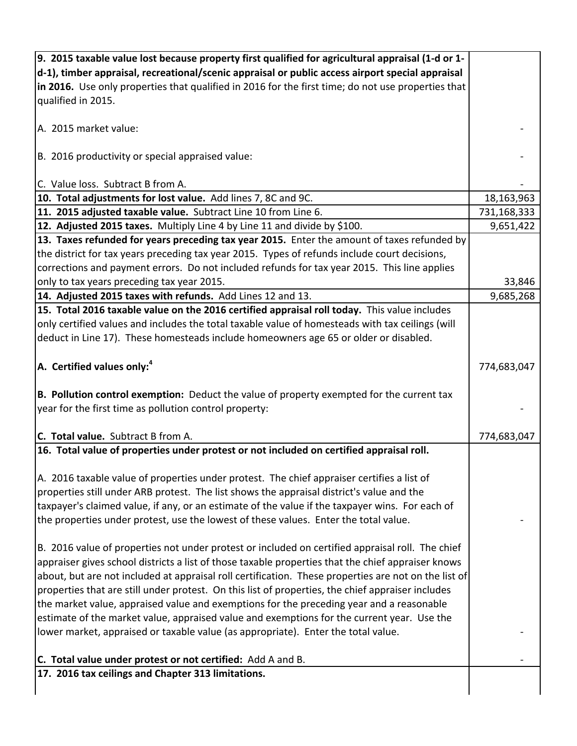| | |
|---|---|
| **9. 2015 taxable value lost because property first qualified for agricultural appraisal (1-d or 1-d-1), timber appraisal, recreational/scenic appraisal or public access airport special appraisal in 2016.** Use only properties that qualified in 2016 for the first time; do not use properties that qualified in 2015. | |
| A. 2015 market value: | - |
| B. 2016 productivity or special appraised value: | - |
| C. Value loss. Subtract B from A. | - |
| **10. Total adjustments for lost value.** Add lines 7, 8C and 9C. | 18,163,963 |
| **11. 2015 adjusted taxable value.** Subtract Line 10 from Line 6. | 731,168,333 |
| **12. Adjusted 2015 taxes.** Multiply Line 4 by Line 11 and divide by $100. | 9,651,422 |
| **13. Taxes refunded for years preceding tax year 2015.** Enter the amount of taxes refunded by the district for tax years preceding tax year 2015. Types of refunds include court decisions, corrections and payment errors. Do not included refunds for tax year 2015. This line applies only to tax years preceding tax year 2015. | 33,846 |
| **14. Adjusted 2015 taxes with refunds.** Add Lines 12 and 13. | 9,685,268 |
| **15. Total 2016 taxable value on the 2016 certified appraisal roll today.** This value includes only certified values and includes the total taxable value of homesteads with tax ceilings (will deduct in Line 17). These homesteads include homeowners age 65 or older or disabled. | |
| **A. Certified values only:**[4] | 774,683,047 |
| **B. Pollution control exemption:** Deduct the value of property exempted for the current tax year for the first time as pollution control property: | - |
| **C. Total value.** Subtract B from A. | 774,683,047 |
| **16. Total value of properties under protest or not included on certified appraisal roll.** | |
| A. 2016 taxable value of properties under protest. The chief appraiser certifies a list of properties still under ARB protest. The list shows the appraisal district's value and the taxpayer's claimed value, if any, or an estimate of the value if the taxpayer wins. For each of the properties under protest, use the lowest of these values. Enter the total value. | - |
| B. 2016 value of properties not under protest or included on certified appraisal roll. The chief appraiser gives school districts a list of those taxable properties that the chief appraiser knows about, but are not included at appraisal roll certification. These properties are not on the list of properties that are still under protest. On this list of properties, the chief appraiser includes the market value, appraised value and exemptions for the preceding year and a reasonable estimate of the market value, appraised value and exemptions for the current year. Use the lower market, appraised or taxable value (as appropriate). Enter the total value. | - |
| **C. Total value under protest or not certified:** Add A and B. | - |
| **17. 2016 tax ceilings and Chapter 313 limitations.** | |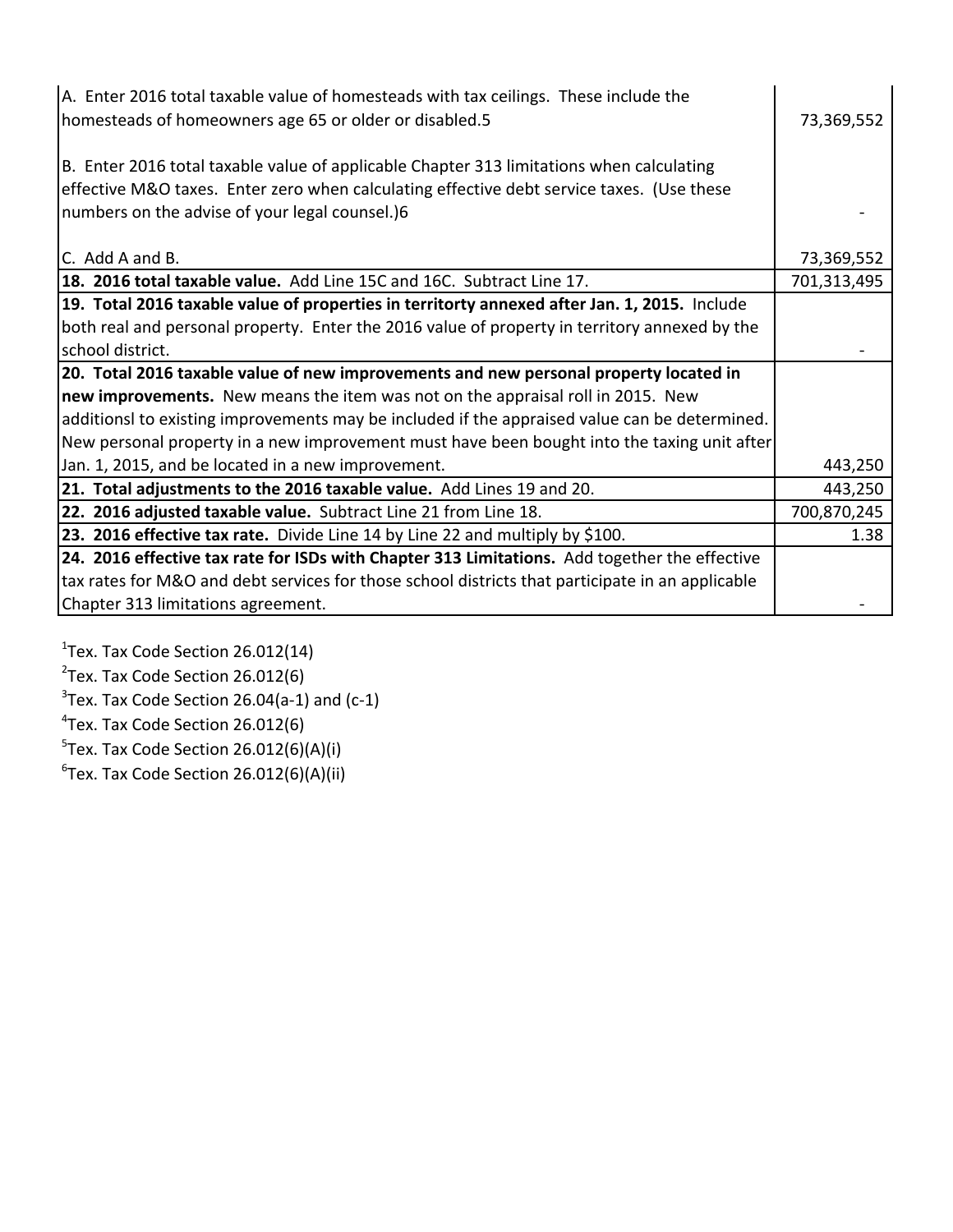| | |
|---|---|
| A. Enter 2016 total taxable value of homesteads with tax ceilings. These include the homesteads of homeowners age 65 or older or disabled.5 | 73,369,552 |
| B. Enter 2016 total taxable value of applicable Chapter 313 limitations when calculating effective M&O taxes. Enter zero when calculating effective debt service taxes. (Use these numbers on the advise of your legal counsel.)6 | - |
| C. Add A and B. | 73,369,552 |
| **18. 2016 total taxable value.** Add Line 15C and 16C. Subtract Line 17. | 701,313,495 |
| **19. Total 2016 taxable value of properties in territorty annexed after Jan. 1, 2015.** Include both real and personal property. Enter the 2016 value of property in territory annexed by the school district. | - |
| **20. Total 2016 taxable value of new improvements and new personal property located in new improvements.** New means the item was not on the appraisal roll in 2015. New additionsl to existing improvements may be included if the appraised value can be determined. New personal property in a new improvement must have been bought into the taxing unit after Jan. 1, 2015, and be located in a new improvement. | 443,250 |
| **21. Total adjustments to the 2016 taxable value.** Add Lines 19 and 20. | 443,250 |
| **22. 2016 adjusted taxable value.** Subtract Line 21 from Line 18. | 700,870,245 |
| **23. 2016 effective tax rate.** Divide Line 14 by Line 22 and multiply by $100. | 1.38 |
| **24. 2016 effective tax rate for ISDs with Chapter 313 Limitations.** Add together the effective tax rates for M&O and debt services for those school districts that participate in an applicable Chapter 313 limitations agreement. | - |

[1] Tex. Tax Code Section 26.012(14)

[2] Tex. Tax Code Section 26.012(6)

[3] Tex. Tax Code Section 26.04(a-1) and (c-1)

[4] Tex. Tax Code Section 26.012(6)

[5] Tex. Tax Code Section 26.012(6)(A)(i)

[6] Tex. Tax Code Section 26.012(6)(A)(ii)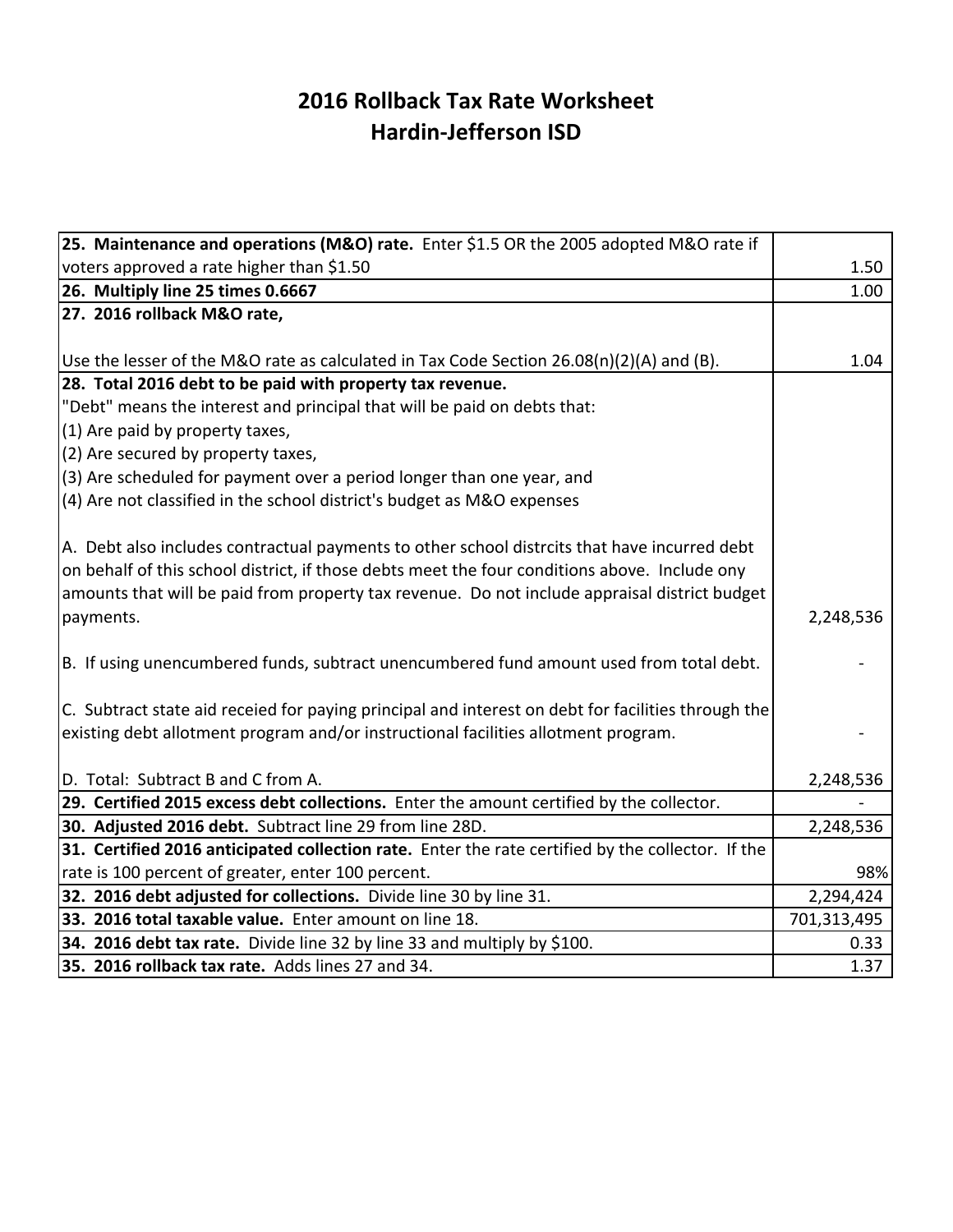# 2016 Rollback Tax Rate Worksheet
# Hardin-Jefferson ISD

| | |
|---|---|
| **25. Maintenance and operations (M&O) rate.** Enter $1.5 OR the 2005 adopted M&O rate if voters approved a rate higher than $1.50 | 1.50 |
| **26. Multiply line 25 times 0.6667** | 1.00 |
| **27. 2016 rollback M&O rate,**<br><br>Use the lesser of the M&O rate as calculated in Tax Code Section 26.08(n)(2)(A) and (B). | 1.04 |
| **28. Total 2016 debt to be paid with property tax revenue.**<br>"Debt" means the interest and principal that will be paid on debts that:<br>(1) Are paid by property taxes,<br>(2) Are secured by property taxes,<br>(3) Are scheduled for payment over a period longer than one year, and<br>(4) Are not classified in the school district's budget as M&O expenses<br><br>A. Debt also includes contractual payments to other school distrcits that have incurred debt on behalf of this school district, if those debts meet the four conditions above. Include ony amounts that will be paid from property tax revenue. Do not include appraisal district budget payments. | 2,248,536 |
| B. If using unencumbered funds, subtract unencumbered fund amount used from total debt. | - |
| C. Subtract state aid receied for paying principal and interest on debt for facilities through the existing debt allotment program and/or instructional facilities allotment program. | - |
| D. Total: Subtract B and C from A. | 2,248,536 |
| **29. Certified 2015 excess debt collections.** Enter the amount certified by the collector. | - |
| **30. Adjusted 2016 debt.** Subtract line 29 from line 28D. | 2,248,536 |
| **31. Certified 2016 anticipated collection rate.** Enter the rate certified by the collector. If the rate is 100 percent of greater, enter 100 percent. | 98% |
| **32. 2016 debt adjusted for collections.** Divide line 30 by line 31. | 2,294,424 |
| **33. 2016 total taxable value.** Enter amount on line 18. | 701,313,495 |
| **34. 2016 debt tax rate.** Divide line 32 by line 33 and multiply by $100. | 0.33 |
| **35. 2016 rollback tax rate.** Adds lines 27 and 34. | 1.37 |